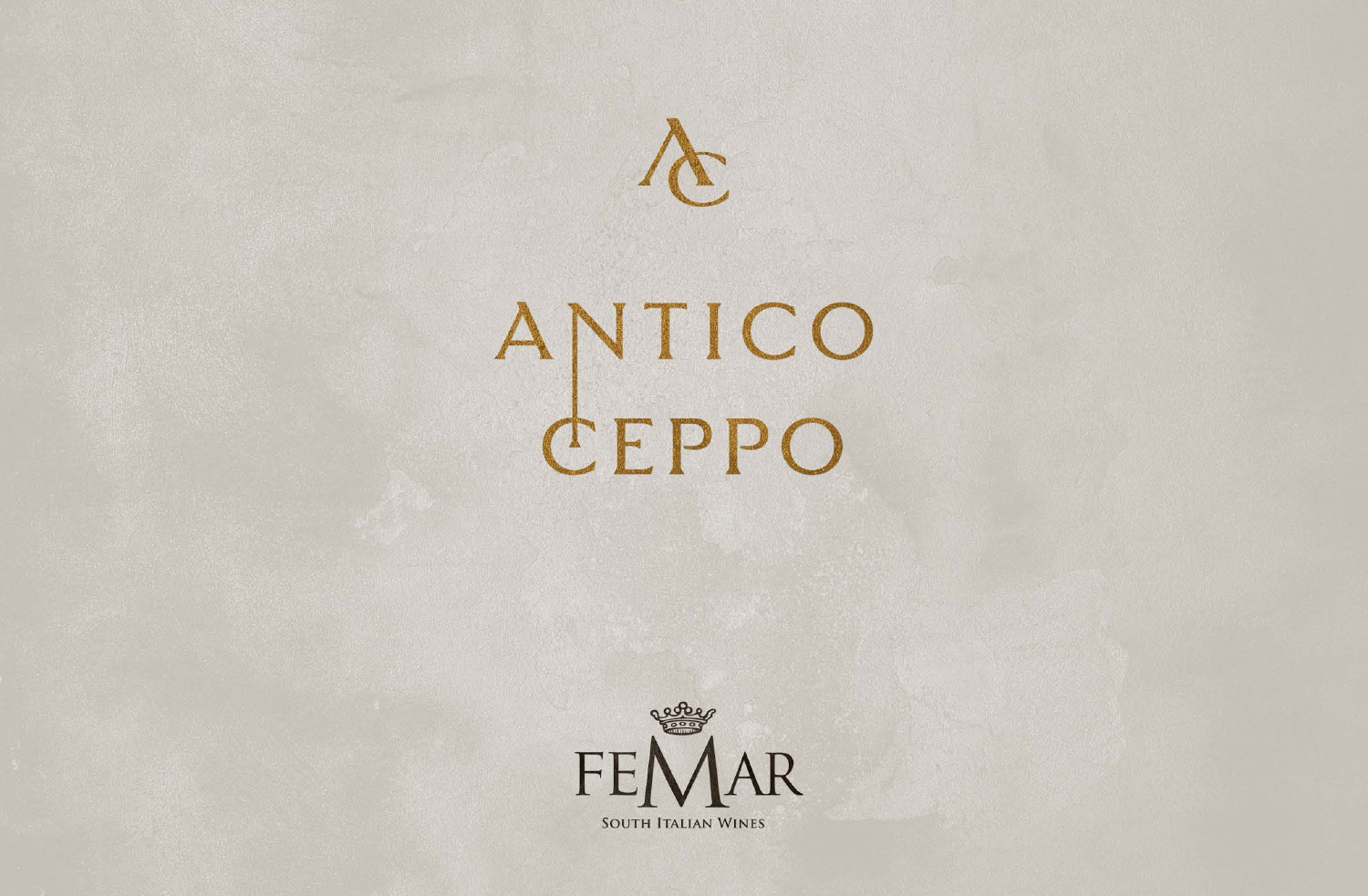AC

# ANTICO CEPPO

FEMAR

SOUTH ITALIAN WINES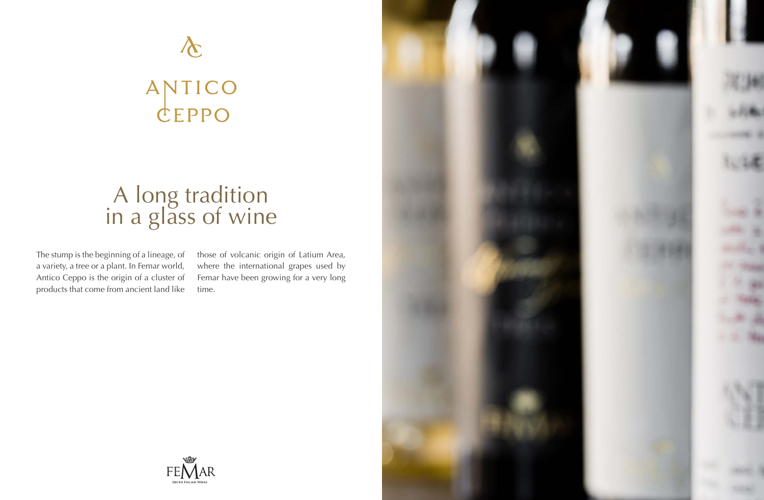ANTICO CEPPO

# A long tradition in a glass of wine

The stump is the beginning of a lineage, of a variety, a tree or a plant. In Femar world, Antico Ceppo is the origin of a cluster of products that come from ancient land like those of volcanic origin of Latium Area, where the international grapes used by Femar have been growing for a very long time.

FEMAR
South Italian Wines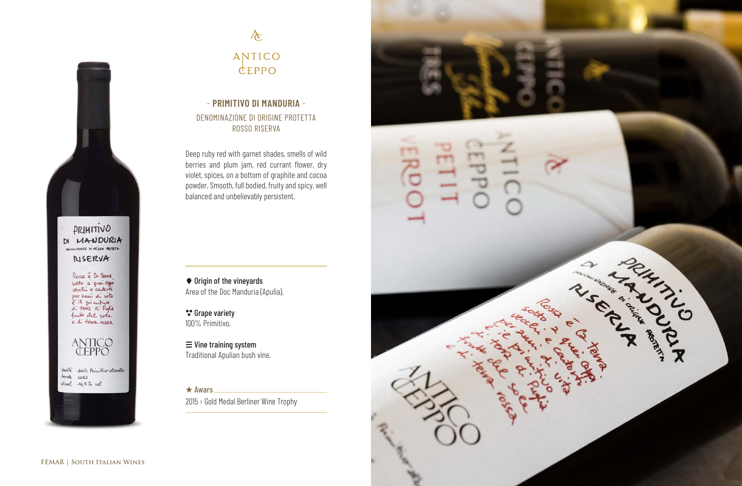ANTICO CEPPO

## - PRIMITIVO DI MANDURIA -

DENOMINAZIONE DI ORIGINE PROTETTA
ROSSO RISERVA

Deep ruby red with garnet shades, smells of wild berries and plum jam, red currant flower, dry violet, spices, on a bottom of graphite and cocoa powder. Smooth, full bodied, fruity and spicy, well balanced and unbelievably persistent.

**Origin of the vineyards**
Area of the Doc Manduria (Apulia).

**Grape variety**
100% Primitivo.

**Vine training system**
Traditional Apulian bush vine.

**★ Awars**
2015 › Gold Medal Berliner Wine Trophy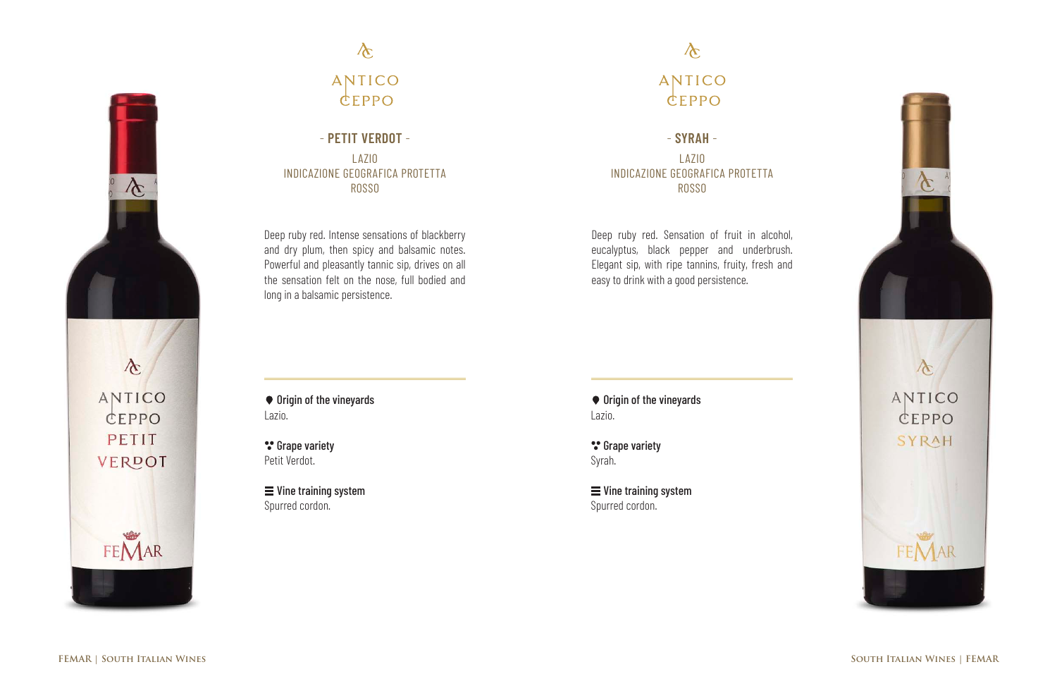ANTICO CEPPO

## - PETIT VERDOT -

LAZIO
INDICAZIONE GEOGRAFICA PROTETTA
ROSSO

Deep ruby red. Intense sensations of blackberry and dry plum, then spicy and balsamic notes. Powerful and pleasantly tannic sip, drives on all the sensation felt on the nose, full bodied and long in a balsamic persistence.

**Origin of the vineyards**
Lazio.

**Grape variety**
Petit Verdot.

**Vine training system**
Spurred cordon.

ANTICO CEPPO

## - SYRAH -

LAZIO
INDICAZIONE GEOGRAFICA PROTETTA
ROSSO

Deep ruby red. Sensation of fruit in alcohol, eucalyptus, black pepper and underbrush. Elegant sip, with ripe tannins, fruity, fresh and easy to drink with a good persistence.

**Origin of the vineyards**
Lazio.

**Grape variety**
Syrah.

**Vine training system**
Spurred cordon.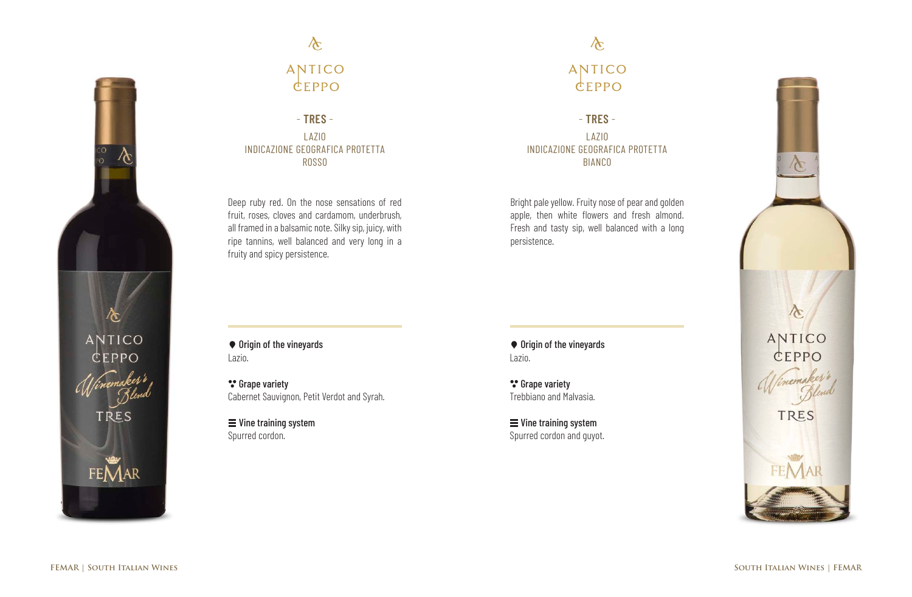## ANTICO CEPPO

### - TRES -

LAZIO
INDICAZIONE GEOGRAFICA PROTETTA
ROSSO

Deep ruby red. On the nose sensations of red fruit, roses, cloves and cardamom, underbrush, all framed in a balsamic note. Silky sip, juicy, with ripe tannins, well balanced and very long in a fruity and spicy persistence.

**Origin of the vineyards**
Lazio.

**Grape variety**
Cabernet Sauvignon, Petit Verdot and Syrah.

**Vine training system**
Spurred cordon.

## ANTICO CEPPO

### - TRES -

LAZIO
INDICAZIONE GEOGRAFICA PROTETTA
BIANCO

Bright pale yellow. Fruity nose of pear and golden apple, then white flowers and fresh almond. Fresh and tasty sip, well balanced with a long persistence.

**Origin of the vineyards**
Lazio.

**Grape variety**
Trebbiano and Malvasia.

**Vine training system**
Spurred cordon and guyot.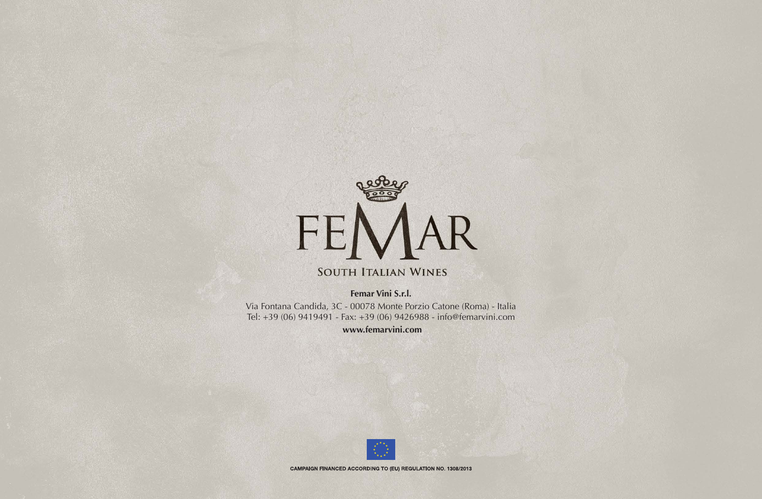# FEMAR

SOUTH ITALIAN WINES

**Femar Vini S.r.l.**

Via Fontana Candida, 3C - 00078 Monte Porzio Catone (Roma) - Italia
Tel: +39 (06) 9419491 - Fax: +39 (06) 9426988 - info@femarvini.com

**www.femarvini.com**

CAMPAIGN FINANCED ACCORDING TO (EU) REGULATION NO. 1308/2013